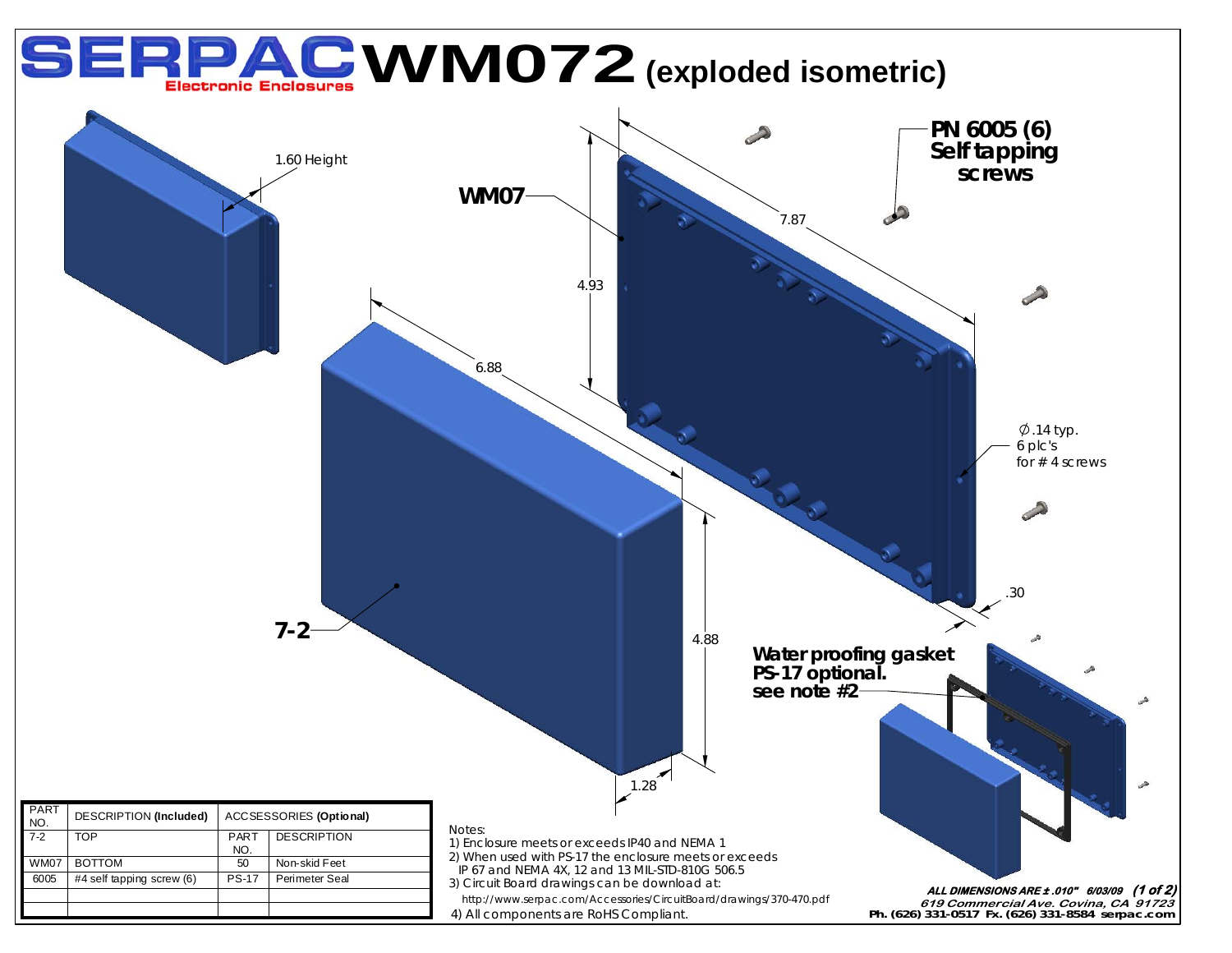# SERPAC Electronic Enclosures WM072 (exploded isometric)

1.60 Height

WM07

7.87

4.93

6.88

**PN 6005 (6) Self tapping screws**

∅.14 typ.
6 plc's
for # 4 screws

.30

7-2

4.88

1.28

**Water proofing gasket PS-17 optional. see note #2**

| PART NO. | DESCRIPTION **(Included)** | ACCSESSORIES **(Optional)** | |
|---|---|---|---|
| 7-2 | TOP | PART NO. | DESCRIPTION |
| WM07 | BOTTOM | 50 | Non-skid Feet |
| 6005 | #4 self tapping screw (6) | PS-17 | Perimeter Seal |
| | | | |
| | | | |

Notes:
1) Enclosure meets or exceeds IP40 and NEMA 1
2) When used with PS-17 the enclosure meets or exceeds IP 67 and NEMA 4X, 12 and 13 MIL-STD-810G 506.5
3) Circuit Board drawings can be download at:
http://www.serpac.com/Accessories/CircuitBoard/drawings/370-470.pdf
4) All components are RoHS Compliant.

***ALL DIMENSIONS ARE ±.010" 6/03/09***

*619 Commercial Ave. Covina, CA 91723*
**Ph. (626) 331-0517 Fx. (626) 331-8584 serpac.com**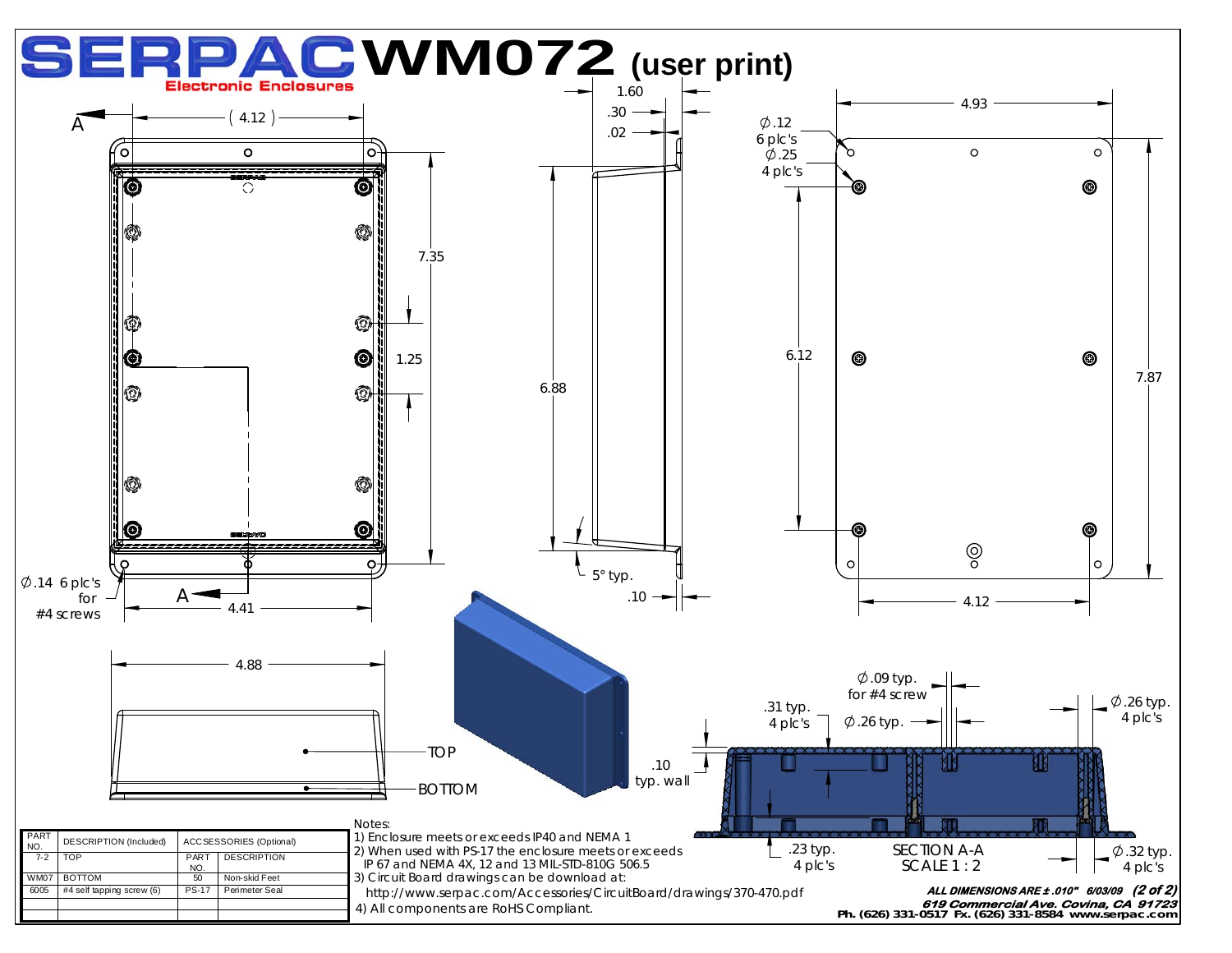# SERPAC WM072 (user print)

Electronic Enclosures

A ( 4.12 )

7.35

1.25

$\varnothing$.14 6 plc's for #4 screws

A 4.41

1.60

.30

.02

6.88

5° typ.

.10

4.93

$\varnothing$.12 6 plc's

$\varnothing$.25 4 plc's

6.12

7.87

4.12

4.88

TOP

BOTTOM

.10 typ. wall

$\varnothing$.09 typ. for #4 screw

.31 typ. 4 plc's

$\varnothing$.26 typ.

$\varnothing$.26 typ. 4 plc's

.23 typ. 4 plc's

SECTION A-A
SCALE 1 : 2

$\varnothing$.32 typ. 4 plc's

| PART NO. | DESCRIPTION (Included) | ACCSESSORIES (Optional) | |
|---|---|---|---|
| 7-2 | TOP | PART NO. | DESCRIPTION |
| WM07 | BOTTOM | 50 | Non-skid Feet |
| 6005 | #4 self tapping screw (6) | PS-17 | Perimeter Seal |
| | | | |
| | | | |

Notes:
1) Enclosure meets or exceeds IP40 and NEMA 1
2) When used with PS-17 the enclosure meets or exceeds IP 67 and NEMA 4X, 12 and 13 MIL-STD-810G 506.5
3) Circuit Board drawings can be download at: http://www.serpac.com/Accessories/CircuitBoard/drawings/370-470.pdf
4) All components are RoHS Compliant.

*ALL DIMENSIONS ARE ± .010"* *6/03/09* *(2 of 2)*

***619 Commercial Ave. Covina, CA 91723***

**Ph. (626) 331-0517 Fx. (626) 331-8584 www.serpac.com**